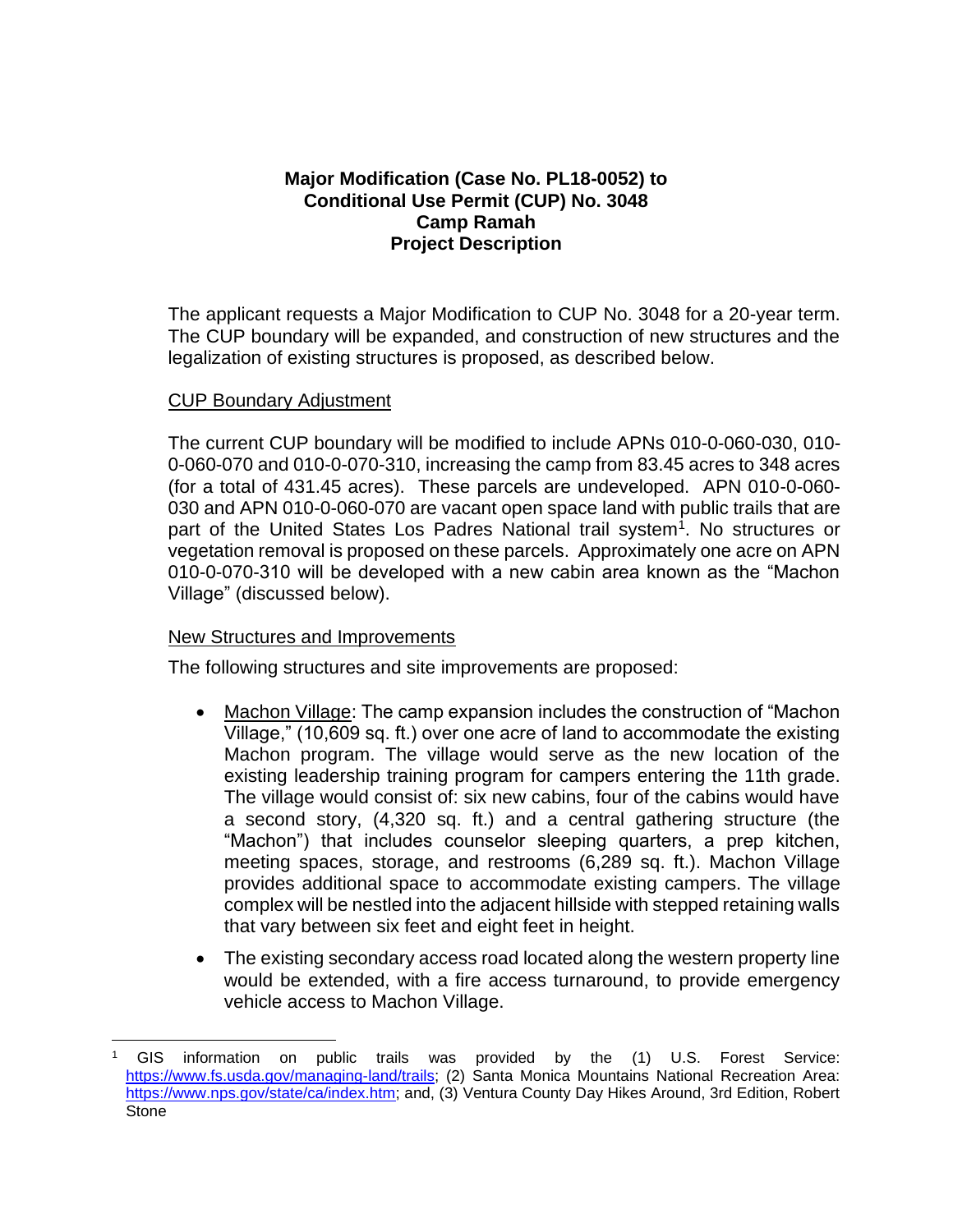# Major Modification (Case No. PL18-0052) to Conditional Use Permit (CUP) No. 3048 Camp Ramah Project Description

The applicant requests a Major Modification to CUP No. 3048 for a 20-year term. The CUP boundary will be expanded, and construction of new structures and the legalization of existing structures is proposed, as described below.

## CUP Boundary Adjustment

The current CUP boundary will be modified to include APNs 010-0-060-030, 010-0-060-070 and 010-0-070-310, increasing the camp from 83.45 acres to 348 acres (for a total of 431.45 acres). These parcels are undeveloped. APN 010-0-060-030 and APN 010-0-060-070 are vacant open space land with public trails that are part of the United States Los Padres National trail system[1]. No structures or vegetation removal is proposed on these parcels. Approximately one acre on APN 010-0-070-310 will be developed with a new cabin area known as the "Machon Village" (discussed below).

## New Structures and Improvements

The following structures and site improvements are proposed:

- Machon Village: The camp expansion includes the construction of "Machon Village," (10,609 sq. ft.) over one acre of land to accommodate the existing Machon program. The village would serve as the new location of the existing leadership training program for campers entering the 11th grade. The village would consist of: six new cabins, four of the cabins would have a second story, (4,320 sq. ft.) and a central gathering structure (the "Machon") that includes counselor sleeping quarters, a prep kitchen, meeting spaces, storage, and restrooms (6,289 sq. ft.). Machon Village provides additional space to accommodate existing campers. The village complex will be nestled into the adjacent hillside with stepped retaining walls that vary between six feet and eight feet in height.
- The existing secondary access road located along the western property line would be extended, with a fire access turnaround, to provide emergency vehicle access to Machon Village.

---

[1] GIS information on public trails was provided by the (1) U.S. Forest Service: https://www.fs.usda.gov/managing-land/trails; (2) Santa Monica Mountains National Recreation Area: https://www.nps.gov/state/ca/index.htm; and, (3) Ventura County Day Hikes Around, 3rd Edition, Robert Stone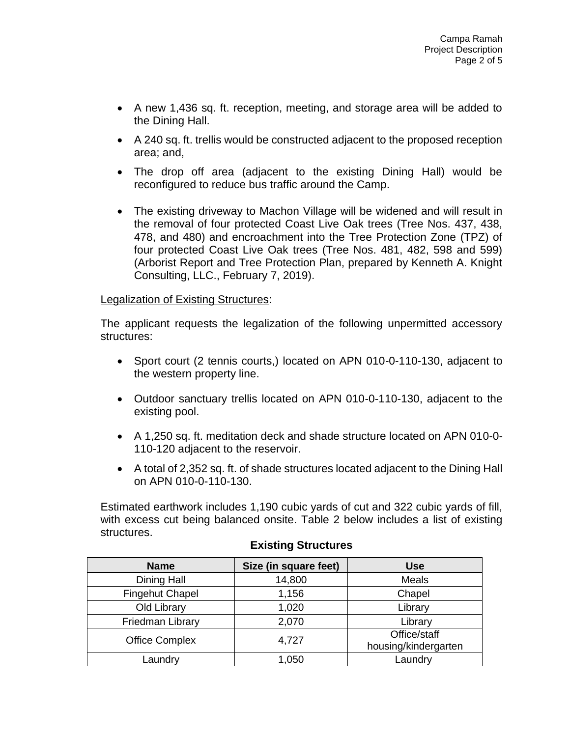- A new 1,436 sq. ft. reception, meeting, and storage area will be added to the Dining Hall.
- A 240 sq. ft. trellis would be constructed adjacent to the proposed reception area; and,
- The drop off area (adjacent to the existing Dining Hall) would be reconfigured to reduce bus traffic around the Camp.
- The existing driveway to Machon Village will be widened and will result in the removal of four protected Coast Live Oak trees (Tree Nos. 437, 438, 478, and 480) and encroachment into the Tree Protection Zone (TPZ) of four protected Coast Live Oak trees (Tree Nos. 481, 482, 598 and 599) (Arborist Report and Tree Protection Plan, prepared by Kenneth A. Knight Consulting, LLC., February 7, 2019).

Legalization of Existing Structures:

The applicant requests the legalization of the following unpermitted accessory structures:

- Sport court (2 tennis courts,) located on APN 010-0-110-130, adjacent to the western property line.
- Outdoor sanctuary trellis located on APN 010-0-110-130, adjacent to the existing pool.
- A 1,250 sq. ft. meditation deck and shade structure located on APN 010-0-110-120 adjacent to the reservoir.
- A total of 2,352 sq. ft. of shade structures located adjacent to the Dining Hall on APN 010-0-110-130.

Estimated earthwork includes 1,190 cubic yards of cut and 322 cubic yards of fill, with excess cut being balanced onsite. Table 2 below includes a list of existing structures.

**Existing Structures**

| Name | Size (in square feet) | Use |
|---|---|---|
| Dining Hall | 14,800 | Meals |
| Fingehut Chapel | 1,156 | Chapel |
| Old Library | 1,020 | Library |
| Friedman Library | 2,070 | Library |
| Office Complex | 4,727 | Office/staff housing/kindergarten |
| Laundry | 1,050 | Laundry |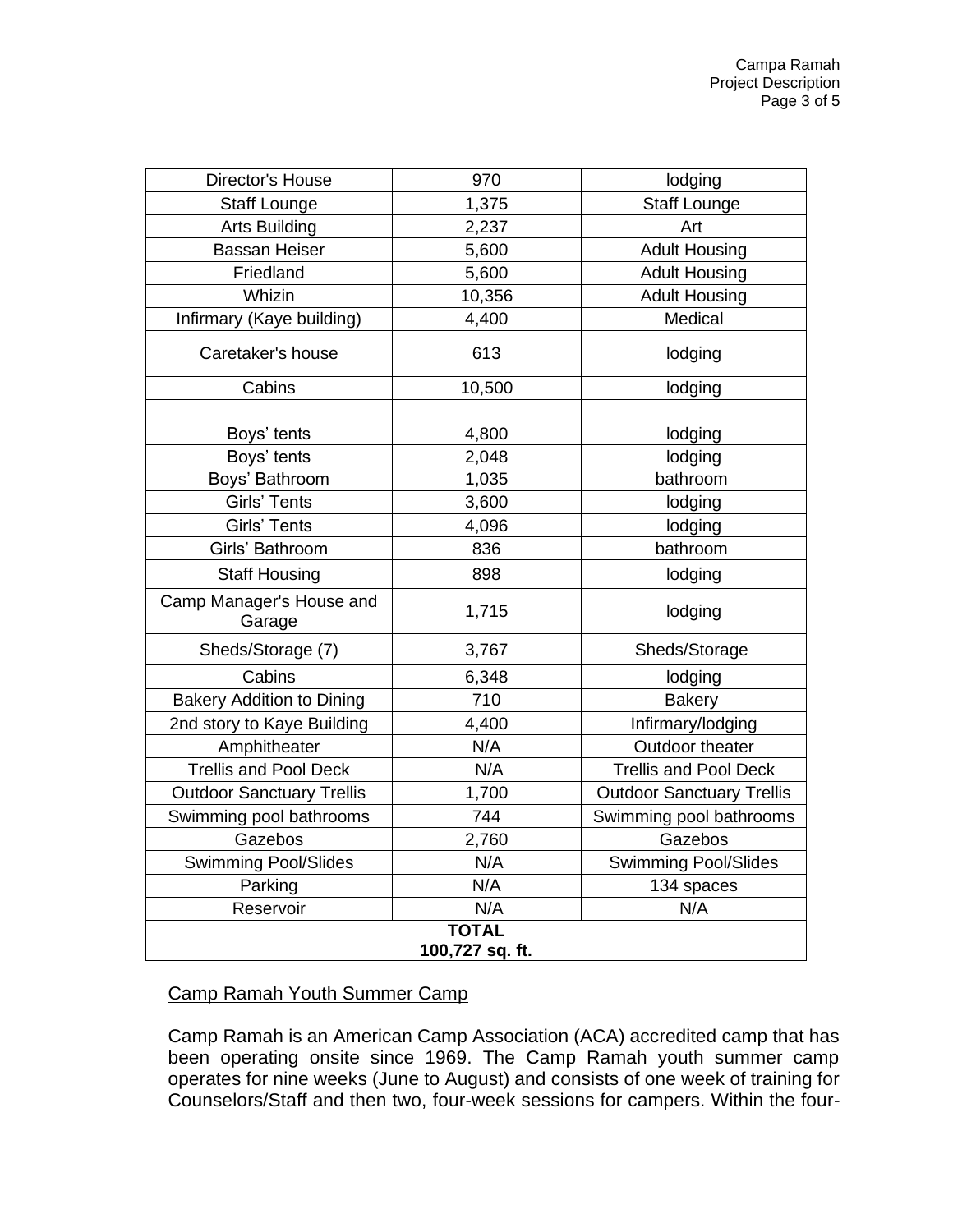| Director's House | 970 | lodging |
|---|---|---|
| Staff Lounge | 1,375 | Staff Lounge |
| Arts Building | 2,237 | Art |
| Bassan Heiser | 5,600 | Adult Housing |
| Friedland | 5,600 | Adult Housing |
| Whizin | 10,356 | Adult Housing |
| Infirmary (Kaye building) | 4,400 | Medical |
| Caretaker's house | 613 | lodging |
| Cabins | 10,500 | lodging |
| Boys' tents | 4,800 | lodging |
| Boys' tents<br>Boys' Bathroom | 2,048<br>1,035 | lodging<br>bathroom |
| Girls' Tents | 3,600 | lodging |
| Girls' Tents | 4,096 | lodging |
| Girls' Bathroom | 836 | bathroom |
| Staff Housing | 898 | lodging |
| Camp Manager's House and Garage | 1,715 | lodging |
| Sheds/Storage (7) | 3,767 | Sheds/Storage |
| Cabins | 6,348 | lodging |
| Bakery Addition to Dining | 710 | Bakery |
| 2nd story to Kaye Building | 4,400 | Infirmary/lodging |
| Amphitheater | N/A | Outdoor theater |
| Trellis and Pool Deck | N/A | Trellis and Pool Deck |
| Outdoor Sanctuary Trellis | 1,700 | Outdoor Sanctuary Trellis |
| Swimming pool bathrooms | 744 | Swimming pool bathrooms |
| Gazebos | 2,760 | Gazebos |
| Swimming Pool/Slides | N/A | Swimming Pool/Slides |
| Parking | N/A | 134 spaces |
| Reservoir | N/A | N/A |
| **TOTAL**<br>**100,727 sq. ft.** | | |

Camp Ramah Youth Summer Camp

Camp Ramah is an American Camp Association (ACA) accredited camp that has been operating onsite since 1969. The Camp Ramah youth summer camp operates for nine weeks (June to August) and consists of one week of training for Counselors/Staff and then two, four-week sessions for campers. Within the four-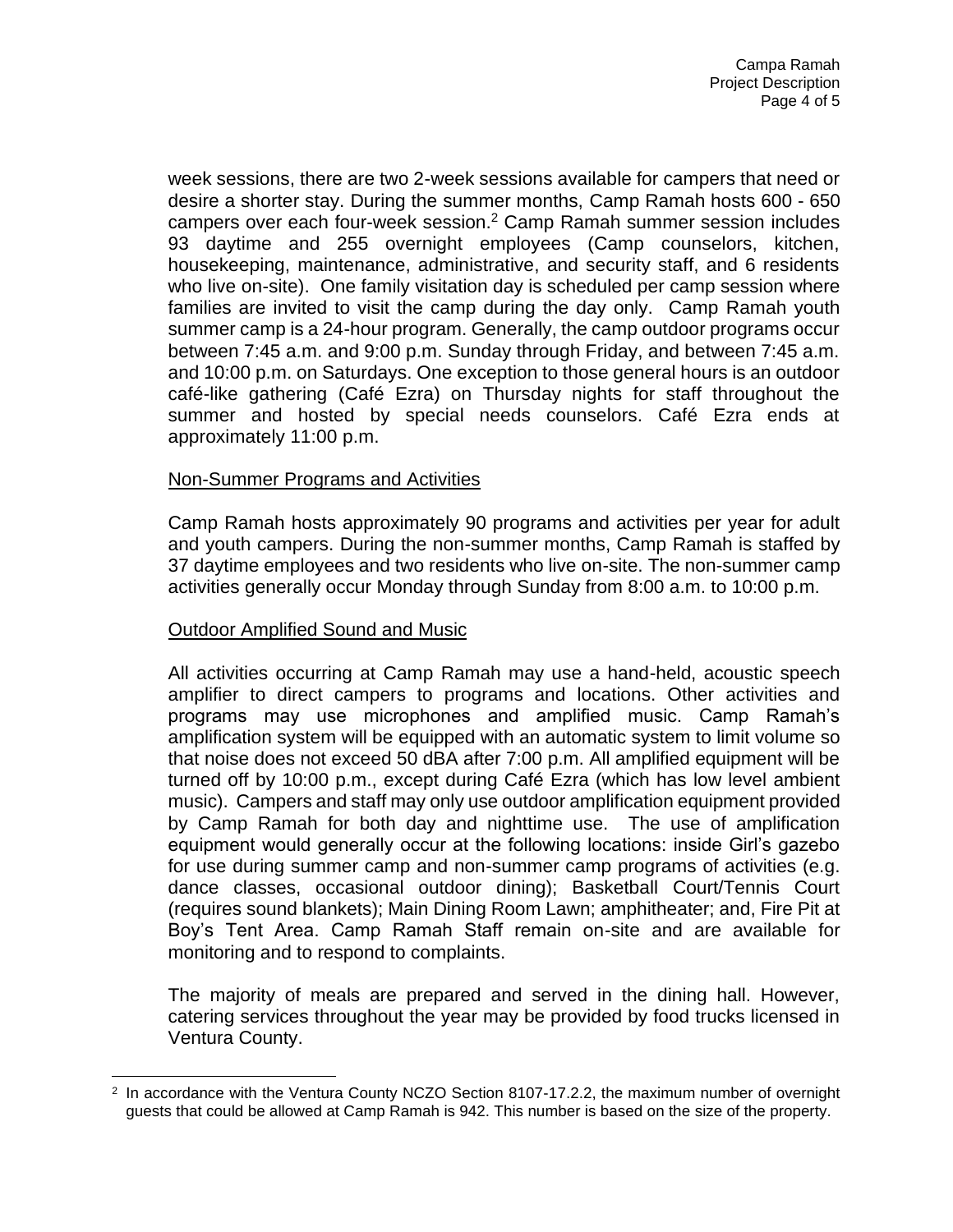week sessions, there are two 2-week sessions available for campers that need or desire a shorter stay. During the summer months, Camp Ramah hosts 600 - 650 campers over each four-week session.[2] Camp Ramah summer session includes 93 daytime and 255 overnight employees (Camp counselors, kitchen, housekeeping, maintenance, administrative, and security staff, and 6 residents who live on-site). One family visitation day is scheduled per camp session where families are invited to visit the camp during the day only. Camp Ramah youth summer camp is a 24-hour program. Generally, the camp outdoor programs occur between 7:45 a.m. and 9:00 p.m. Sunday through Friday, and between 7:45 a.m. and 10:00 p.m. on Saturdays. One exception to those general hours is an outdoor café-like gathering (Café Ezra) on Thursday nights for staff throughout the summer and hosted by special needs counselors. Café Ezra ends at approximately 11:00 p.m.

<u>Non-Summer Programs and Activities</u>

Camp Ramah hosts approximately 90 programs and activities per year for adult and youth campers. During the non-summer months, Camp Ramah is staffed by 37 daytime employees and two residents who live on-site. The non-summer camp activities generally occur Monday through Sunday from 8:00 a.m. to 10:00 p.m.

<u>Outdoor Amplified Sound and Music</u>

All activities occurring at Camp Ramah may use a hand-held, acoustic speech amplifier to direct campers to programs and locations. Other activities and programs may use microphones and amplified music. Camp Ramah's amplification system will be equipped with an automatic system to limit volume so that noise does not exceed 50 dBA after 7:00 p.m. All amplified equipment will be turned off by 10:00 p.m., except during Café Ezra (which has low level ambient music). Campers and staff may only use outdoor amplification equipment provided by Camp Ramah for both day and nighttime use. The use of amplification equipment would generally occur at the following locations: inside Girl's gazebo for use during summer camp and non-summer camp programs of activities (e.g. dance classes, occasional outdoor dining); Basketball Court/Tennis Court (requires sound blankets); Main Dining Room Lawn; amphitheater; and, Fire Pit at Boy's Tent Area. Camp Ramah Staff remain on-site and are available for monitoring and to respond to complaints.

The majority of meals are prepared and served in the dining hall. However, catering services throughout the year may be provided by food trucks licensed in Ventura County.

---

[2] In accordance with the Ventura County NCZO Section 8107-17.2.2, the maximum number of overnight guests that could be allowed at Camp Ramah is 942. This number is based on the size of the property.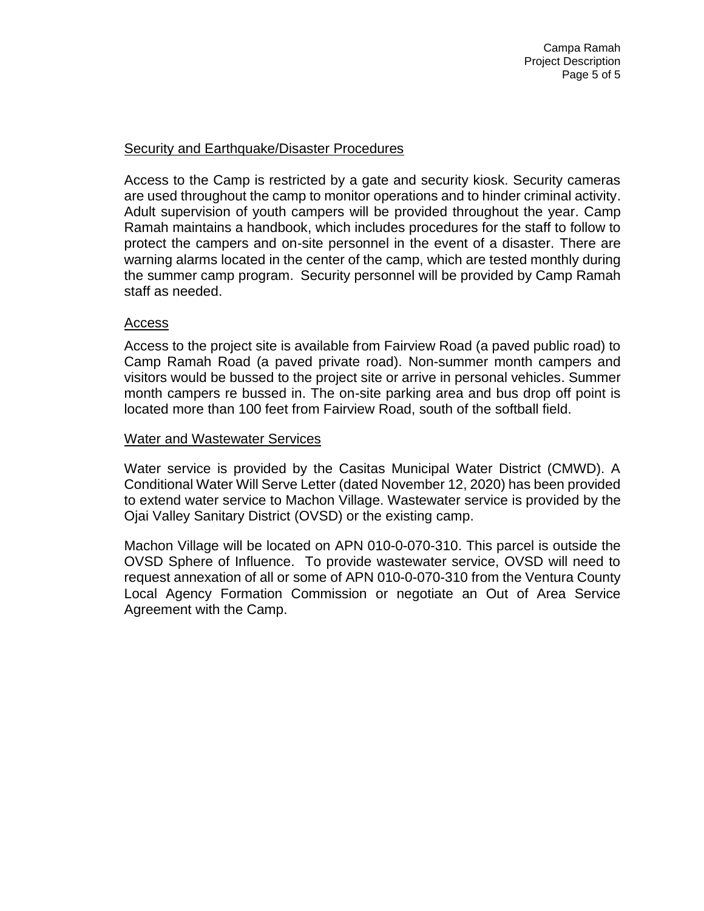## Security and Earthquake/Disaster Procedures

Access to the Camp is restricted by a gate and security kiosk. Security cameras are used throughout the camp to monitor operations and to hinder criminal activity. Adult supervision of youth campers will be provided throughout the year. Camp Ramah maintains a handbook, which includes procedures for the staff to follow to protect the campers and on-site personnel in the event of a disaster. There are warning alarms located in the center of the camp, which are tested monthly during the summer camp program. Security personnel will be provided by Camp Ramah staff as needed.

## Access

Access to the project site is available from Fairview Road (a paved public road) to Camp Ramah Road (a paved private road). Non-summer month campers and visitors would be bussed to the project site or arrive in personal vehicles. Summer month campers re bussed in. The on-site parking area and bus drop off point is located more than 100 feet from Fairview Road, south of the softball field.

## Water and Wastewater Services

Water service is provided by the Casitas Municipal Water District (CMWD). A Conditional Water Will Serve Letter (dated November 12, 2020) has been provided to extend water service to Machon Village. Wastewater service is provided by the Ojai Valley Sanitary District (OVSD) or the existing camp.

Machon Village will be located on APN 010-0-070-310. This parcel is outside the OVSD Sphere of Influence. To provide wastewater service, OVSD will need to request annexation of all or some of APN 010-0-070-310 from the Ventura County Local Agency Formation Commission or negotiate an Out of Area Service Agreement with the Camp.